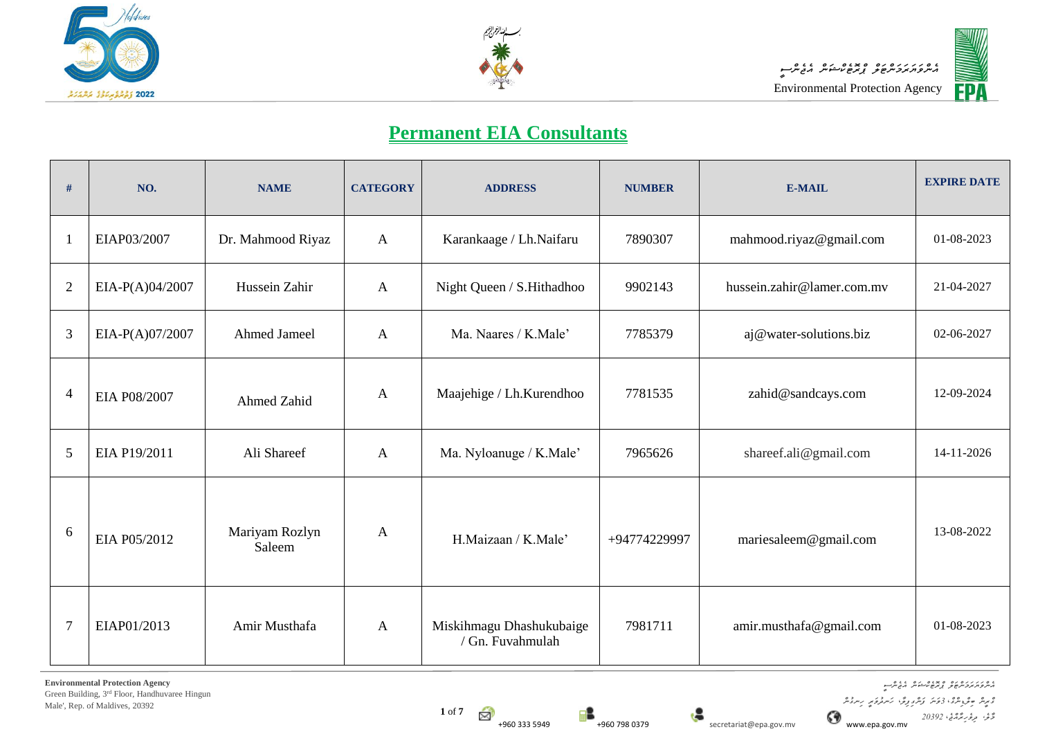# Permanent EIA Consultants

| # | NO. | NAME | CATEGORY | ADDRESS | NUMBER | E-MAIL | EXPIRE DATE |
|---|---|---|---|---|---|---|---|
| 1 | EIAP03/2007 | Dr. Mahmood Riyaz | A | Karankaage / Lh.Naifaru | 7890307 | mahmood.riyaz@gmail.com | 01-08-2023 |
| 2 | EIA-P(A)04/2007 | Hussein Zahir | A | Night Queen / S.Hithadhoo | 9902143 | hussein.zahir@lamer.com.mv | 21-04-2027 |
| 3 | EIA-P(A)07/2007 | Ahmed Jameel | A | Ma. Naares / K.Male' | 7785379 | aj@water-solutions.biz | 02-06-2027 |
| 4 | EIA P08/2007 | Ahmed Zahid | A | Maajehige / Lh.Kurendhoo | 7781535 | zahid@sandcays.com | 12-09-2024 |
| 5 | EIA P19/2011 | Ali Shareef | A | Ma. Nyloanuge / K.Male' | 7965626 | shareef.ali@gmail.com | 14-11-2026 |
| 6 | EIA P05/2012 | Mariyam Rozlyn Saleem | A | H.Maizaan / K.Male' | +94774229997 | mariesaleem@gmail.com | 13-08-2022 |
| 7 | EIAP01/2013 | Amir Musthafa | A | Miskihmagu Dhashukubaige / Gn. Fuvahmulah | 7981711 | amir.musthafa@gmail.com | 01-08-2023 |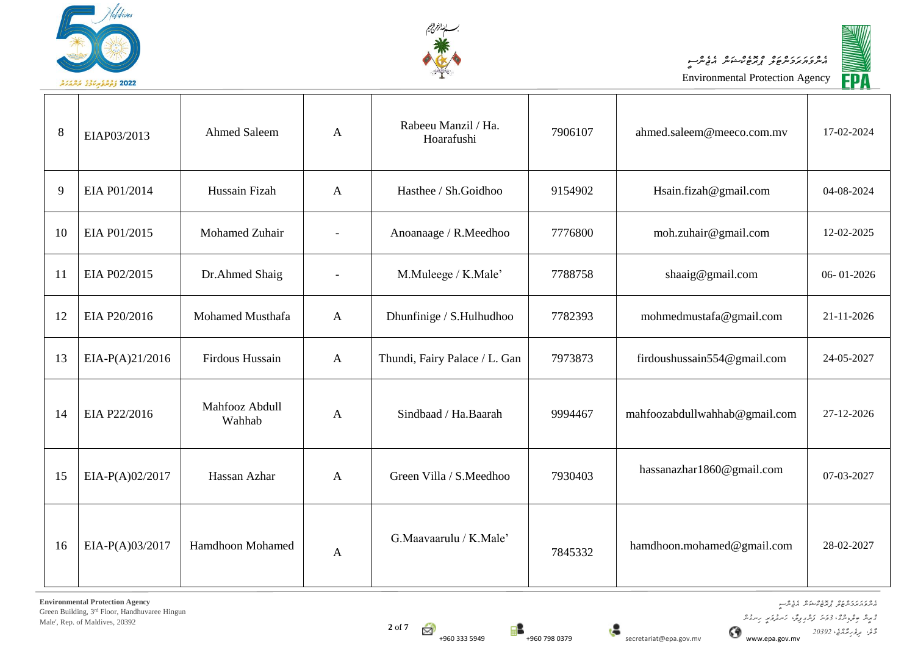| 8 | EIAP03/2013 | Ahmed Saleem | A | Rabeeu Manzil / Ha. Hoarafushi | 7906107 | ahmed.saleem@meeco.com.mv | 17-02-2024 |
|---|---|---|---|---|---|---|---|
| 9 | EIA P01/2014 | Hussain Fizah | A | Hasthee / Sh.Goidhoo | 9154902 | Hsain.fizah@gmail.com | 04-08-2024 |
| 10 | EIA P01/2015 | Mohamed Zuhair | - | Anoanaage / R.Meedhoo | 7776800 | moh.zuhair@gmail.com | 12-02-2025 |
| 11 | EIA P02/2015 | Dr.Ahmed Shaig | - | M.Muleege / K.Male' | 7788758 | shaaig@gmail.com | 06- 01-2026 |
| 12 | EIA P20/2016 | Mohamed Musthafa | A | Dhunfinige / S.Hulhudhoo | 7782393 | mohmedmustafa@gmail.com | 21-11-2026 |
| 13 | EIA-P(A)21/2016 | Firdous Hussain | A | Thundi, Fairy Palace / L. Gan | 7973873 | firdoushussain554@gmail.com | 24-05-2027 |
| 14 | EIA P22/2016 | Mahfooz Abdull Wahhab | A | Sindbaad / Ha.Baarah | 9994467 | mahfoozabdullwahhab@gmail.com | 27-12-2026 |
| 15 | EIA-P(A)02/2017 | Hassan Azhar | A | Green Villa / S.Meedhoo | 7930403 | hassanazhar1860@gmail.com | 07-03-2027 |
| 16 | EIA-P(A)03/2017 | Hamdhoon Mohamed | A | G.Maavaarulu / K.Male' | 7845332 | hamdhoon.mohamed@gmail.com | 28-02-2027 |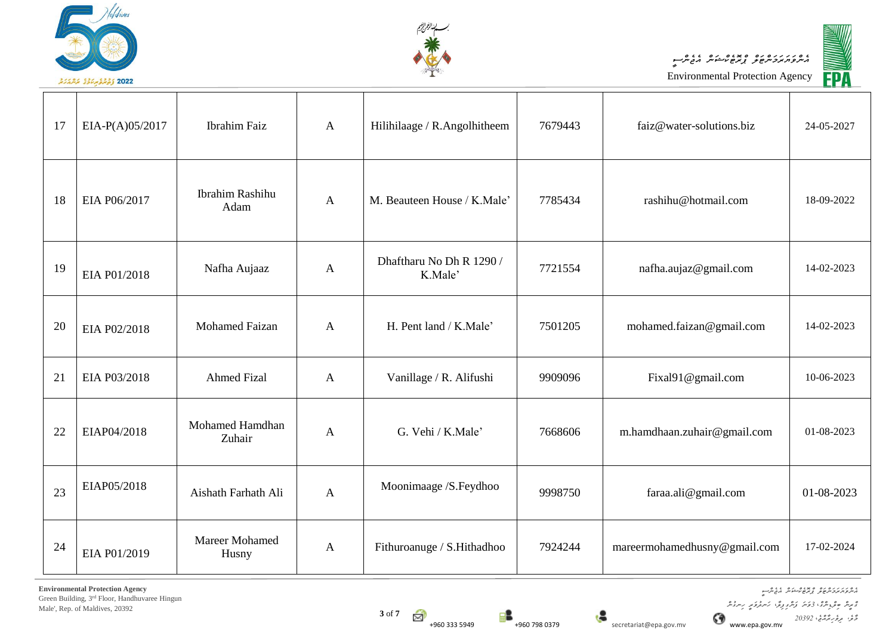| 17 | EIA-P(A)05/2017 | Ibrahim Faiz | A | Hilihilaage / R.Angolhitheem | 7679443 | faiz@water-solutions.biz | 24-05-2027 |
|---|---|---|---|---|---|---|---|
| 18 | EIA P06/2017 | Ibrahim Rashihu Adam | A | M. Beauteen House / K.Male' | 7785434 | rashihu@hotmail.com | 18-09-2022 |
| 19 | EIA P01/2018 | Nafha Aujaaz | A | Dhaftharu No Dh R 1290 / K.Male' | 7721554 | nafha.aujaz@gmail.com | 14-02-2023 |
| 20 | EIA P02/2018 | Mohamed Faizan | A | H. Pent land / K.Male' | 7501205 | mohamed.faizan@gmail.com | 14-02-2023 |
| 21 | EIA P03/2018 | Ahmed Fizal | A | Vanillage / R. Alifushi | 9909096 | Fixal91@gmail.com | 10-06-2023 |
| 22 | EIAP04/2018 | Mohamed Hamdhan Zuhair | A | G. Vehi / K.Male' | 7668606 | m.hamdhaan.zuhair@gmail.com | 01-08-2023 |
| 23 | EIAP05/2018 | Aishath Farhath Ali | A | Moonimaage /S.Feydhoo | 9998750 | faraa.ali@gmail.com | 01-08-2023 |
| 24 | EIA P01/2019 | Mareer Mohamed Husny | A | Fithuroanuge / S.Hithadhoo | 7924244 | mareermohamedhusny@gmail.com | 17-02-2024 |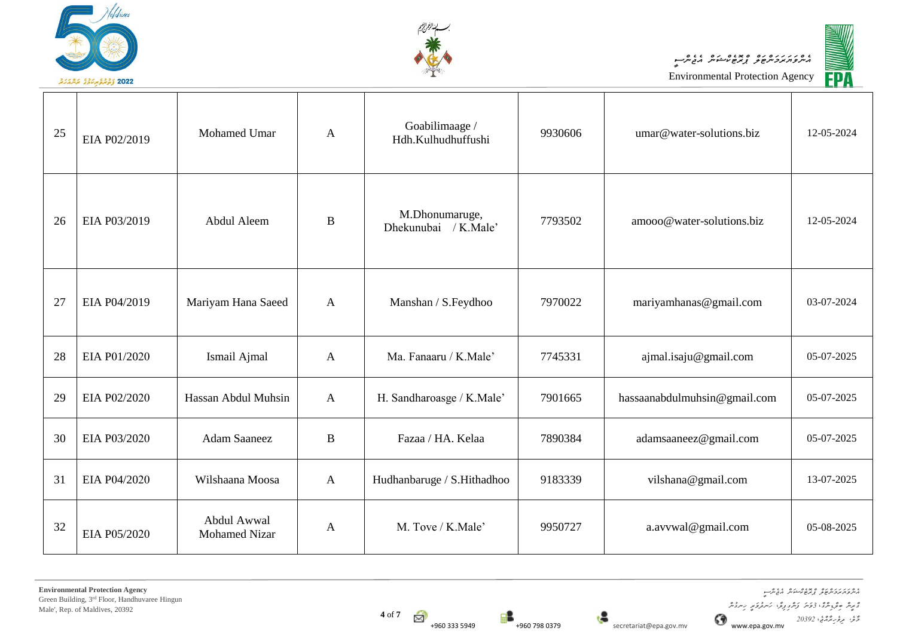| 25 | EIA P02/2019 | Mohamed Umar | A | Goabilimaage / Hdh.Kulhudhuffushi | 9930606 | umar@water-solutions.biz | 12-05-2024 |
|---|---|---|---|---|---|---|---|
| 26 | EIA P03/2019 | Abdul Aleem | B | M.Dhonumaruge, Dhekunubai / K.Male’ | 7793502 | amooo@water-solutions.biz | 12-05-2024 |
| 27 | EIA P04/2019 | Mariyam Hana Saeed | A | Manshan / S.Feydhoo | 7970022 | mariyamhanas@gmail.com | 03-07-2024 |
| 28 | EIA P01/2020 | Ismail Ajmal | A | Ma. Fanaaru / K.Male’ | 7745331 | ajmal.isaju@gmail.com | 05-07-2025 |
| 29 | EIA P02/2020 | Hassan Abdul Muhsin | A | H. Sandharoasge / K.Male’ | 7901665 | hassaanabdulmuhsin@gmail.com | 05-07-2025 |
| 30 | EIA P03/2020 | Adam Saaneez | B | Fazaa / HA. Kelaa | 7890384 | adamsaaneez@gmail.com | 05-07-2025 |
| 31 | EIA P04/2020 | Wilshaana Moosa | A | Hudhanbaruge / S.Hithadhoo | 9183339 | vilshana@gmail.com | 13-07-2025 |
| 32 | EIA P05/2020 | Abdul Awwal Mohamed Nizar | A | M. Tove / K.Male’ | 9950727 | a.avvwal@gmail.com | 05-08-2025 |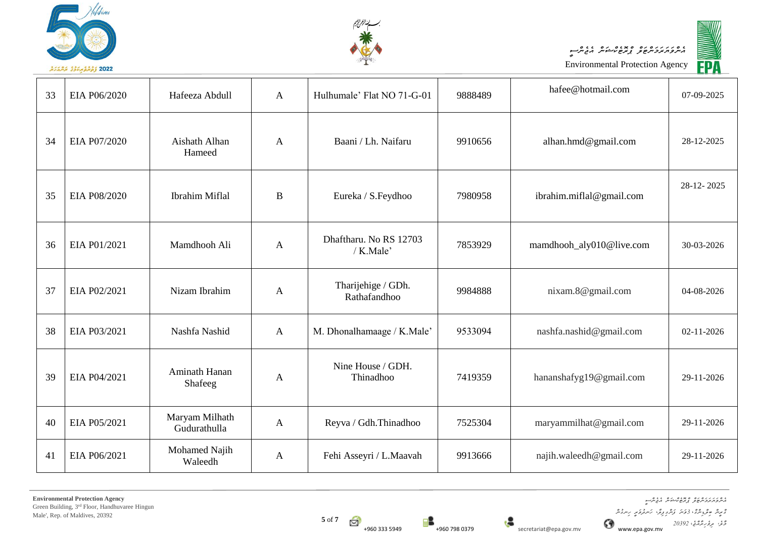| 33 | EIA P06/2020 | Hafeeza Abdull | A | Hulhumale' Flat NO 71-G-01 | 9888489 | hafee@hotmail.com | 07-09-2025 |
|---|---|---|---|---|---|---|---|
| 34 | EIA P07/2020 | Aishath Alhan Hameed | A | Baani / Lh. Naifaru | 9910656 | alhan.hmd@gmail.com | 28-12-2025 |
| 35 | EIA P08/2020 | Ibrahim Miflal | B | Eureka / S.Feydhoo | 7980958 | ibrahim.miflal@gmail.com | 28-12- 2025 |
| 36 | EIA P01/2021 | Mamdhooh Ali | A | Dhaftharu. No RS 12703 / K.Male' | 7853929 | mamdhooh_aly010@live.com | 30-03-2026 |
| 37 | EIA P02/2021 | Nizam Ibrahim | A | Tharijehige / GDh. Rathafandhoo | 9984888 | nixam.8@gmail.com | 04-08-2026 |
| 38 | EIA P03/2021 | Nashfa Nashid | A | M. Dhonalhamaage / K.Male' | 9533094 | nashfa.nashid@gmail.com | 02-11-2026 |
| 39 | EIA P04/2021 | Aminath Hanan Shafeeg | A | Nine House / GDH. Thinadhoo | 7419359 | hananshafyg19@gmail.com | 29-11-2026 |
| 40 | EIA P05/2021 | Maryam Milhath Gudurathulla | A | Reyva / Gdh.Thinadhoo | 7525304 | maryammilhat@gmail.com | 29-11-2026 |
| 41 | EIA P06/2021 | Mohamed Najih Waleedh | A | Fehi Asseyri / L.Maavah | 9913666 | najih.waleedh@gmail.com | 29-11-2026 |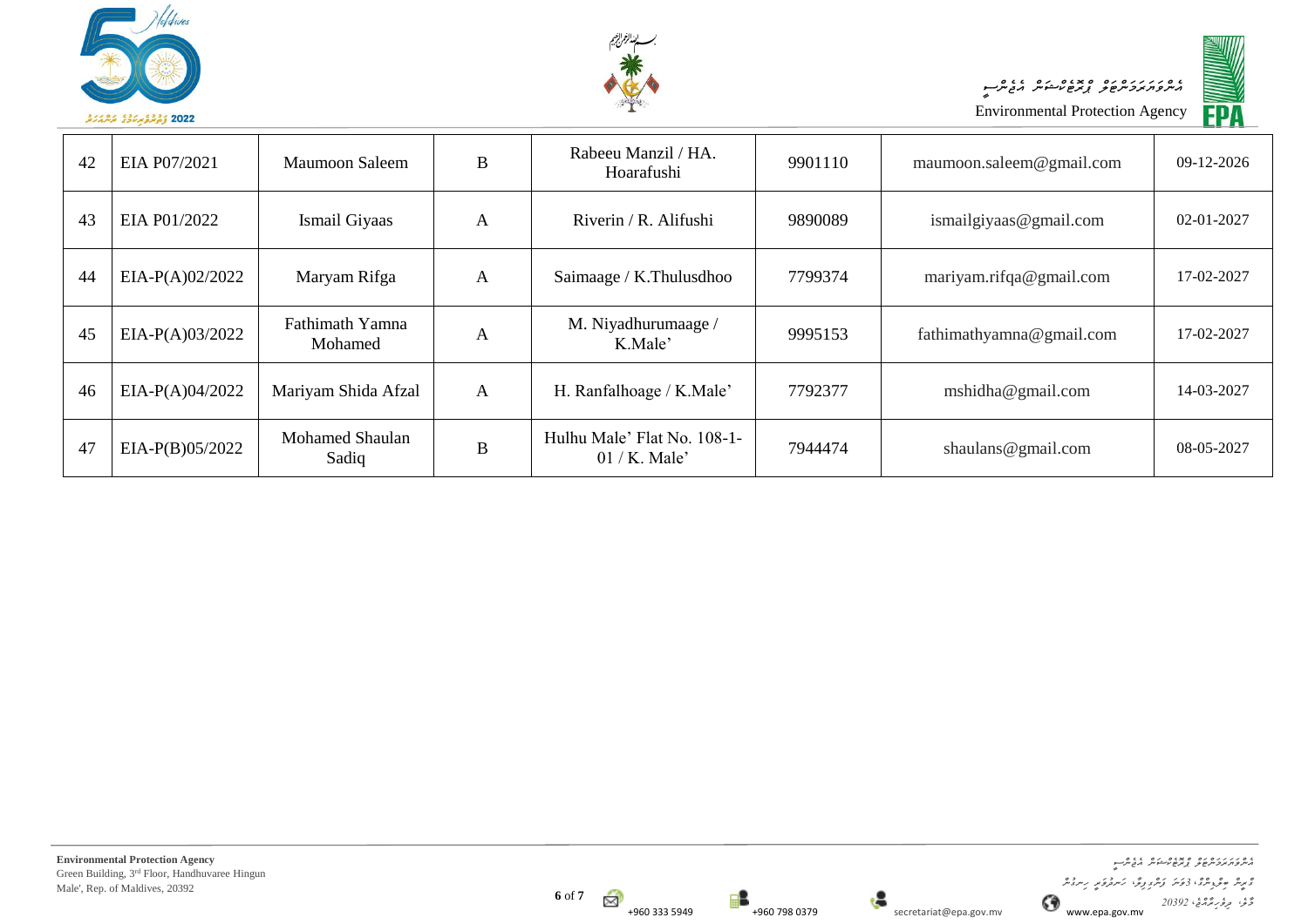| 42 | EIA P07/2021 | Maumoon Saleem | B | Rabeeu Manzil / HA. Hoarafushi | 9901110 | maumoon.saleem@gmail.com | 09-12-2026 |
|---|---|---|---|---|---|---|---|
| 43 | EIA P01/2022 | Ismail Giyaas | A | Riverin / R. Alifushi | 9890089 | ismailgiyaas@gmail.com | 02-01-2027 |
| 44 | EIA-P(A)02/2022 | Maryam Rifga | A | Saimaage / K.Thulusdhoo | 7799374 | mariyam.rifqa@gmail.com | 17-02-2027 |
| 45 | EIA-P(A)03/2022 | Fathimath Yamna Mohamed | A | M. Niyadhurumaage / K.Male' | 9995153 | fathimathyamna@gmail.com | 17-02-2027 |
| 46 | EIA-P(A)04/2022 | Mariyam Shida Afzal | A | H. Ranfalhoage / K.Male' | 7792377 | mshidha@gmail.com | 14-03-2027 |
| 47 | EIA-P(B)05/2022 | Mohamed Shaulan Sadiq | B | Hulhu Male' Flat No. 108-1-01 / K. Male' | 7944474 | shaulans@gmail.com | 08-05-2027 |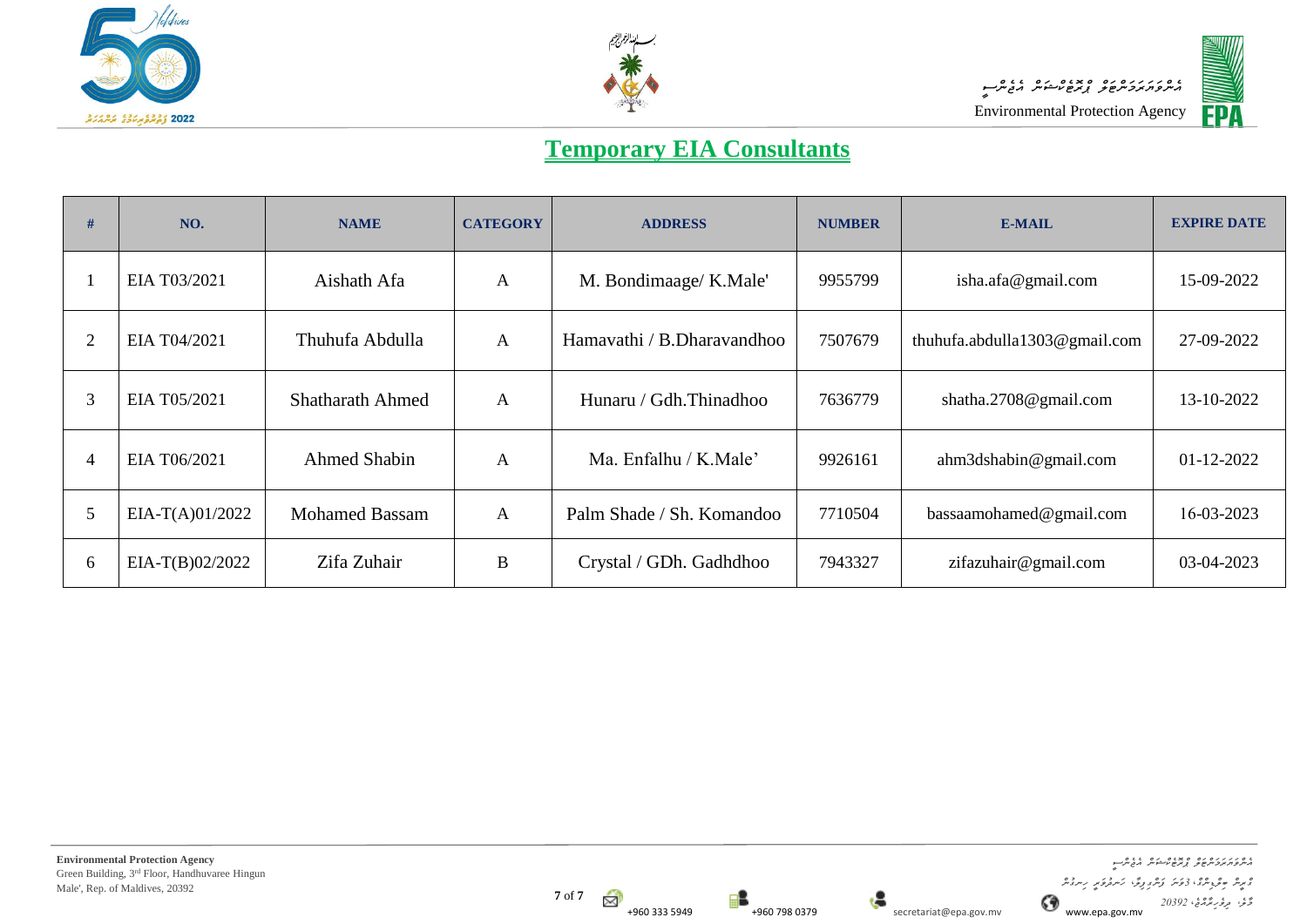## Temporary EIA Consultants

| # | NO. | NAME | CATEGORY | ADDRESS | NUMBER | E-MAIL | EXPIRE DATE |
|---|---|---|---|---|---|---|---|
| 1 | EIA T03/2021 | Aishath Afa | A | M. Bondimaage/ K.Male' | 9955799 | isha.afa@gmail.com | 15-09-2022 |
| 2 | EIA T04/2021 | Thuhufa Abdulla | A | Hamavathi / B.Dharavandhoo | 7507679 | thuhufa.abdulla1303@gmail.com | 27-09-2022 |
| 3 | EIA T05/2021 | Shatharath Ahmed | A | Hunaru / Gdh.Thinadhoo | 7636779 | shatha.2708@gmail.com | 13-10-2022 |
| 4 | EIA T06/2021 | Ahmed Shabin | A | Ma. Enfalhu / K.Male' | 9926161 | ahm3dshabin@gmail.com | 01-12-2022 |
| 5 | EIA-T(A)01/2022 | Mohamed Bassam | A | Palm Shade / Sh. Komandoo | 7710504 | bassaamohamed@gmail.com | 16-03-2023 |
| 6 | EIA-T(B)02/2022 | Zifa Zuhair | B | Crystal / GDh. Gadhdhoo | 7943327 | zifazuhair@gmail.com | 03-04-2023 |